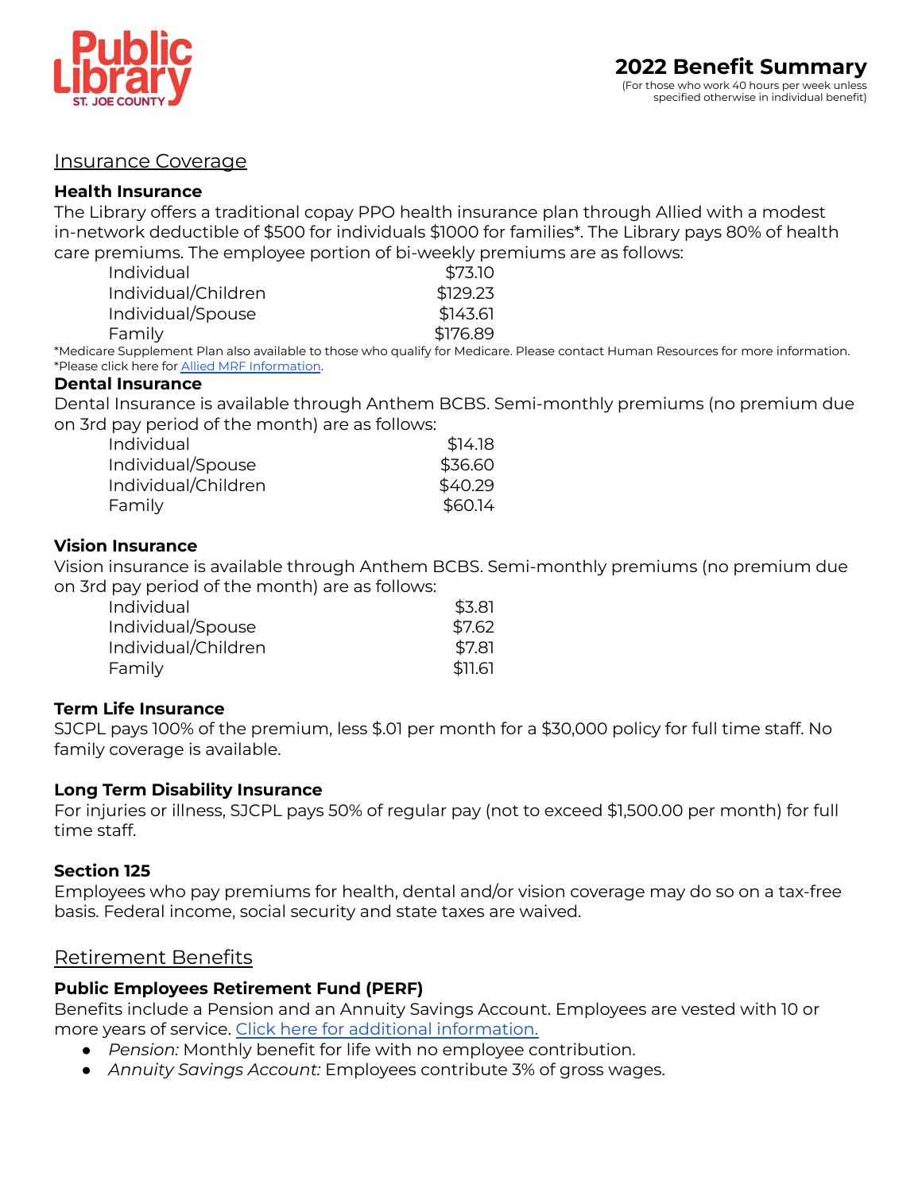Public Library
ST. JOE COUNTY

# 2022 Benefit Summary

(For those who work 40 hours per week unless specified otherwise in individual benefit)

## Insurance Coverage

### Health Insurance

The Library offers a traditional copay PPO health insurance plan through Allied with a modest in-network deductible of $500 for individuals $1000 for families*. The Library pays 80% of health care premiums. The employee portion of bi-weekly premiums are as follows:

| | |
|---|---|
| Individual | $73.10 |
| Individual/Children | $129.23 |
| Individual/Spouse | $143.61 |
| Family | $176.89 |

*Medicare Supplement Plan also available to those who qualify for Medicare. Please contact Human Resources for more information.
*Please click here for [Allied MRF Information](#).

### Dental Insurance

Dental Insurance is available through Anthem BCBS. Semi-monthly premiums (no premium due on 3rd pay period of the month) are as follows:

| | |
|---|---|
| Individual | $14.18 |
| Individual/Spouse | $36.60 |
| Individual/Children | $40.29 |
| Family | $60.14 |

### Vision Insurance

Vision insurance is available through Anthem BCBS. Semi-monthly premiums (no premium due on 3rd pay period of the month) are as follows:

| | |
|---|---|
| Individual | $3.81 |
| Individual/Spouse | $7.62 |
| Individual/Children | $7.81 |
| Family | $11.61 |

### Term Life Insurance

SJCPL pays 100% of the premium, less $.01 per month for a $30,000 policy for full time staff. No family coverage is available.

### Long Term Disability Insurance

For injuries or illness, SJCPL pays 50% of regular pay (not to exceed $1,500.00 per month) for full time staff.

### Section 125

Employees who pay premiums for health, dental and/or vision coverage may do so on a tax-free basis. Federal income, social security and state taxes are waived.

## Retirement Benefits

### Public Employees Retirement Fund (PERF)

Benefits include a Pension and an Annuity Savings Account. Employees are vested with 10 or more years of service. [Click here for additional information.](#)

- *Pension:* Monthly benefit for life with no employee contribution.
- *Annuity Savings Account:* Employees contribute 3% of gross wages.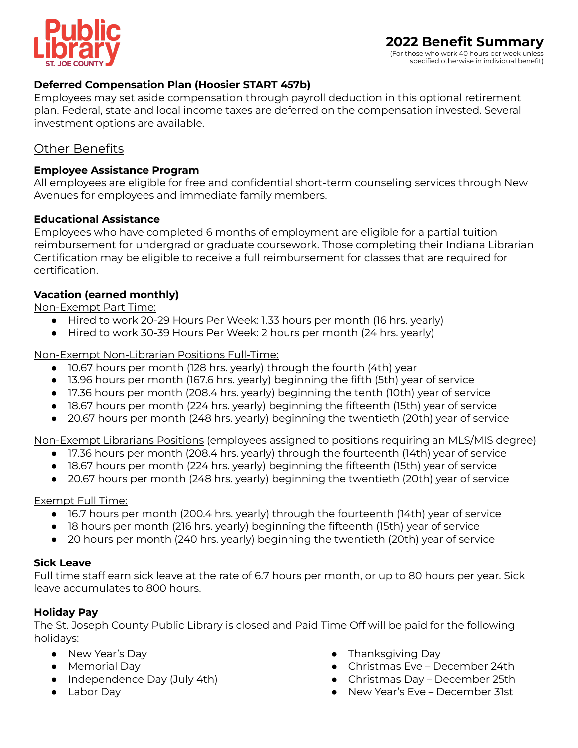# 2022 Benefit Summary

(For those who work 40 hours per week unless specified otherwise in individual benefit)

### Deferred Compensation Plan (Hoosier START 457b)

Employees may set aside compensation through payroll deduction in this optional retirement plan. Federal, state and local income taxes are deferred on the compensation invested. Several investment options are available.

## Other Benefits

### Employee Assistance Program

All employees are eligible for free and confidential short-term counseling services through New Avenues for employees and immediate family members.

### Educational Assistance

Employees who have completed 6 months of employment are eligible for a partial tuition reimbursement for undergrad or graduate coursework. Those completing their Indiana Librarian Certification may be eligible to receive a full reimbursement for classes that are required for certification.

### Vacation (earned monthly)

Non-Exempt Part Time:

- Hired to work 20-29 Hours Per Week: 1.33 hours per month (16 hrs. yearly)
- Hired to work 30-39 Hours Per Week: 2 hours per month (24 hrs. yearly)

Non-Exempt Non-Librarian Positions Full-Time:

- 10.67 hours per month (128 hrs. yearly) through the fourth (4th) year
- 13.96 hours per month (167.6 hrs. yearly) beginning the fifth (5th) year of service
- 17.36 hours per month (208.4 hrs. yearly) beginning the tenth (10th) year of service
- 18.67 hours per month (224 hrs. yearly) beginning the fifteenth (15th) year of service
- 20.67 hours per month (248 hrs. yearly) beginning the twentieth (20th) year of service

Non-Exempt Librarians Positions (employees assigned to positions requiring an MLS/MIS degree)

- 17.36 hours per month (208.4 hrs. yearly) through the fourteenth (14th) year of service
- 18.67 hours per month (224 hrs. yearly) beginning the fifteenth (15th) year of service
- 20.67 hours per month (248 hrs. yearly) beginning the twentieth (20th) year of service

Exempt Full Time:

- 16.7 hours per month (200.4 hrs. yearly) through the fourteenth (14th) year of service
- 18 hours per month (216 hrs. yearly) beginning the fifteenth (15th) year of service
- 20 hours per month (240 hrs. yearly) beginning the twentieth (20th) year of service

### Sick Leave

Full time staff earn sick leave at the rate of 6.7 hours per month, or up to 80 hours per year. Sick leave accumulates to 800 hours.

### Holiday Pay

The St. Joseph County Public Library is closed and Paid Time Off will be paid for the following holidays:

- New Year's Day
- Memorial Day
- Independence Day (July 4th)
- Labor Day
- Thanksgiving Day
- Christmas Eve – December 24th
- Christmas Day – December 25th
- New Year's Eve – December 31st